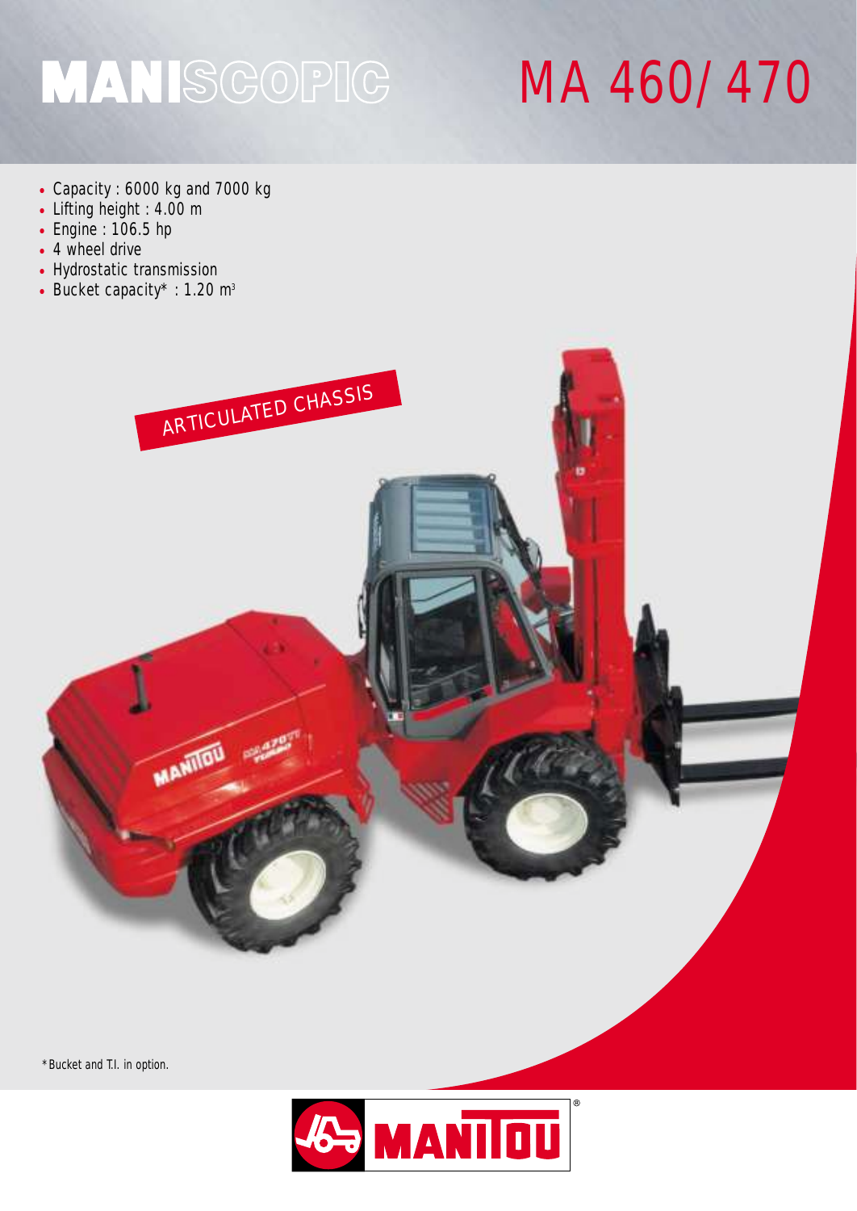# MANISCOPIC MA 460/ 470

- Capacity : 6000 kg and 7000 kg
- Lifting height : 4.00 m
- Engine : 106.5 hp
- 4 wheel drive
- Hydrostatic transmission
- Bucket capacity* : 1.20 $m^3$

ARTICULATED CHASSIS

*Bucket and T.I. in option.

MANITOU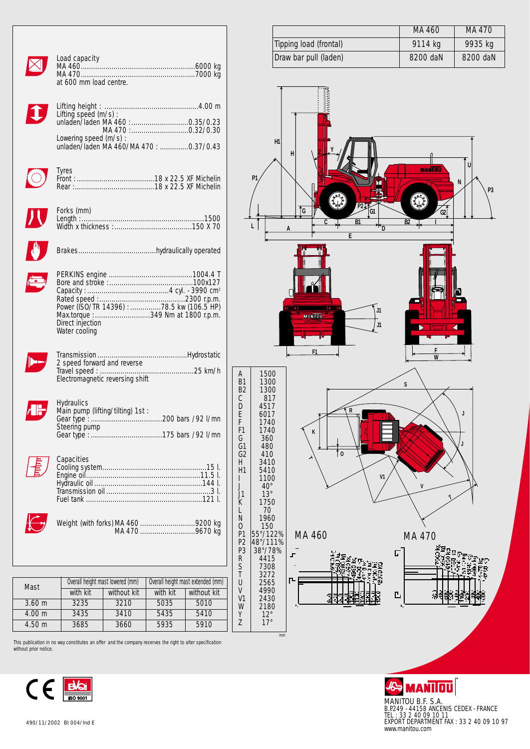Load capacity
MA 460 ........................................................6000 kg
MA 470 ........................................................7000 kg
at 600 mm load centre.

Lifting height : ..............................................4.00 m
Lifting speed (m/s) :
unladen/laden MA 460 :............................0.35/0.23
MA 470 :............................0.32/0.30
Lowering speed (m/s) :
unladen/laden MA 460/MA 470 : ..............0.37/0.43

Tyres
Front :......................................18 x 22.5 XF Michelin
Rear :.......................................18 x 22.5 XF Michelin

Forks (mm)
Length :............................................................1500
Width x thickness :......................................150 X 70

Brakes......................................hydraulically operated

PERKINS engine .........................................1004.4 T
Bore and stroke :.........................................100x127
Capacity :........................................4 cyl. - 3990 cm³
Rated speed :..........................................2300 r.p.m.
Power (ISO/TR 14396) : ...............78.5 kw (106.5 HP)
Max.torque ...........................349 Nm at 1800 r.p.m.
Direct injection
Water cooling

Transmission ............................................Hydrostatic
2 speed forward and reverse
Travel speed : ..............................................25 km/h
Electromagnetic reversing shift

Hydraulics
Main pump (lifting/tilting) 1st :
Gear type :...................................200 bars / 92 l/mn
Steering pump
Gear type :...................................175 bars / 92 l/mn

Capacities
Cooling system.................................................15 l.
Engine oil.......................................................11.5 l.
Hydraulic oil....................................................144 l.
Transmission oil ...................................................3 l.
Fuel tank .........................................................121 l.

Weight (with forks) MA 460 ...........................9200 kg
MA 470 ...........................9670 kg

| Mast | Overall height mast lowered (mm) | | Overall height mast extended (mm) | |
|---|---|---|---|---|
| | with kit | without kit | with kit | without kit |
| 3.60 m | 3235 | 3210 | 5035 | 5010 |
| 4.00 m | 3435 | 3410 | 5435 | 5410 |
| 4.50 m | 3685 | 3660 | 5935 | 5910 |

This publication in no way constitutes an offer and the company reserves the right to alter specification without prior notice.

| | MA 460 | MA 470 |
|---|---|---|
| Tipping load (frontal) | 9114 kg | 9935 kg |
| Draw bar pull (laden) | 8200 daN | 8200 daN |

H1 H Z Y U N P1 P3 P2 G G1 G2 L A C B1 D B2 I E

J1 J1 F1 F W

S R J K O J T V1 V T

| | |
|---|---|
| A | 1500 |
| B1 | 1300 |
| B2 | 1300 |
| C | 817 |
| D | 4517 |
| E | 6017 |
| F | 1740 |
| F1 | 1740 |
| G | 360 |
| G1 | 480 |
| G2 | 410 |
| H | 3410 |
| H1 | 5410 |
| I | 1100 |
| J | 40° |
| J1 | 13° |
| K | 1750 |
| L | 70 |
| N | 1960 |
| O | 150 |
| P1 | 55°/122% |
| P2 | 48°/111% |
| P3 | 38°/78% |
| R | 4415 |
| S | 7308 |
| T | 3272 |
| U | 2565 |
| V | 4990 |
| V1 | 2430 |
| W | 2180 |
| Y | 12° |
| Z | 17° |

mm

MA 460

MA 470

490/11/2002 BI 004/Ind E

MANITOU B.F. S.A.
B.P.249 - 44158 ANCENIS CEDEX - FRANCE
TEL : 33 2 40 09 10 11
EXPORT DEPARTMENT FAX : 33 2 40 09 10 97
www.manitou.com